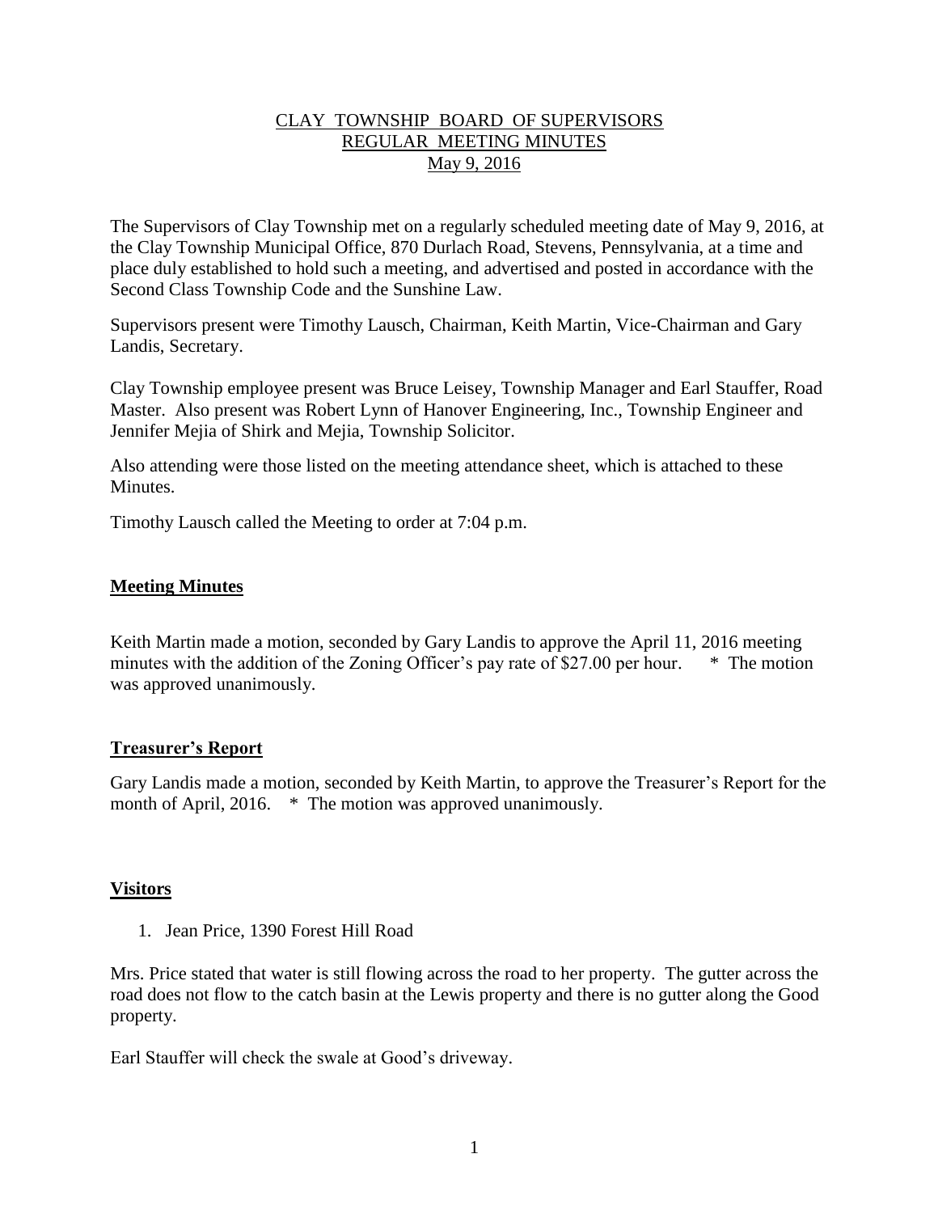# CLAY TOWNSHIP BOARD OF SUPERVISORS
## REGULAR MEETING MINUTES
## May 9, 2016

The Supervisors of Clay Township met on a regularly scheduled meeting date of May 9, 2016, at the Clay Township Municipal Office, 870 Durlach Road, Stevens, Pennsylvania, at a time and place duly established to hold such a meeting, and advertised and posted in accordance with the Second Class Township Code and the Sunshine Law.

Supervisors present were Timothy Lausch, Chairman, Keith Martin, Vice-Chairman and Gary Landis, Secretary.

Clay Township employee present was Bruce Leisey, Township Manager and Earl Stauffer, Road Master. Also present was Robert Lynn of Hanover Engineering, Inc., Township Engineer and Jennifer Mejia of Shirk and Mejia, Township Solicitor.

Also attending were those listed on the meeting attendance sheet, which is attached to these Minutes.

Timothy Lausch called the Meeting to order at 7:04 p.m.

### **Meeting Minutes**

Keith Martin made a motion, seconded by Gary Landis to approve the April 11, 2016 meeting minutes with the addition of the Zoning Officer's pay rate of $27.00 per hour. * The motion was approved unanimously.

### **Treasurer's Report**

Gary Landis made a motion, seconded by Keith Martin, to approve the Treasurer's Report for the month of April, 2016. * The motion was approved unanimously.

### **Visitors**

1. Jean Price, 1390 Forest Hill Road

Mrs. Price stated that water is still flowing across the road to her property. The gutter across the road does not flow to the catch basin at the Lewis property and there is no gutter along the Good property.

Earl Stauffer will check the swale at Good's driveway.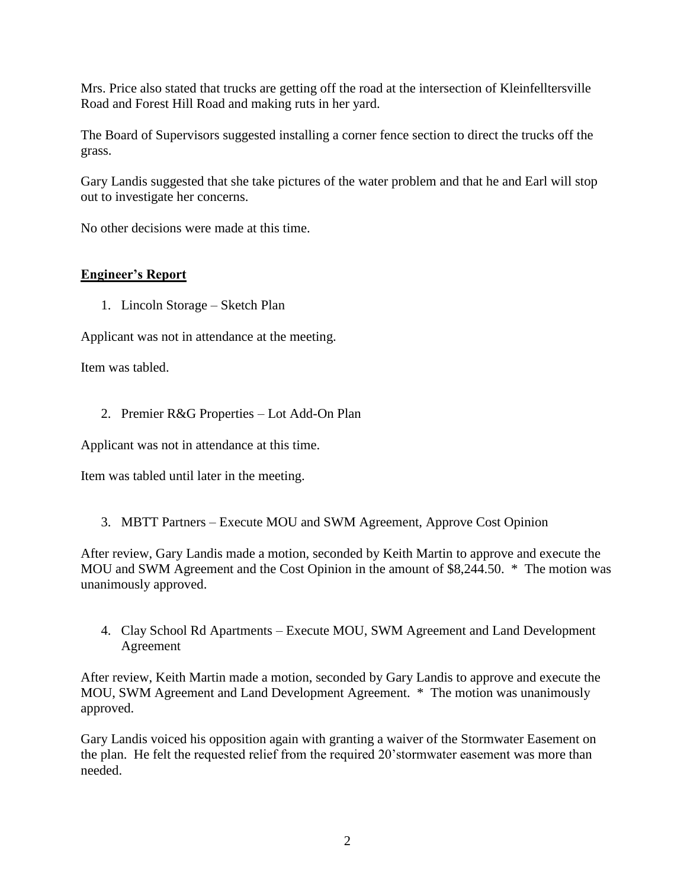Mrs. Price also stated that trucks are getting off the road at the intersection of Kleinfelltersville Road and Forest Hill Road and making ruts in her yard.

The Board of Supervisors suggested installing a corner fence section to direct the trucks off the grass.

Gary Landis suggested that she take pictures of the water problem and that he and Earl will stop out to investigate her concerns.

No other decisions were made at this time.

## **Engineer's Report**

1. Lincoln Storage – Sketch Plan

Applicant was not in attendance at the meeting.

Item was tabled.

2. Premier R&G Properties – Lot Add-On Plan

Applicant was not in attendance at this time.

Item was tabled until later in the meeting.

3. MBTT Partners – Execute MOU and SWM Agreement, Approve Cost Opinion

After review, Gary Landis made a motion, seconded by Keith Martin to approve and execute the MOU and SWM Agreement and the Cost Opinion in the amount of $8,244.50. * The motion was unanimously approved.

4. Clay School Rd Apartments – Execute MOU, SWM Agreement and Land Development Agreement

After review, Keith Martin made a motion, seconded by Gary Landis to approve and execute the MOU, SWM Agreement and Land Development Agreement. * The motion was unanimously approved.

Gary Landis voiced his opposition again with granting a waiver of the Stormwater Easement on the plan. He felt the requested relief from the required 20'stormwater easement was more than needed.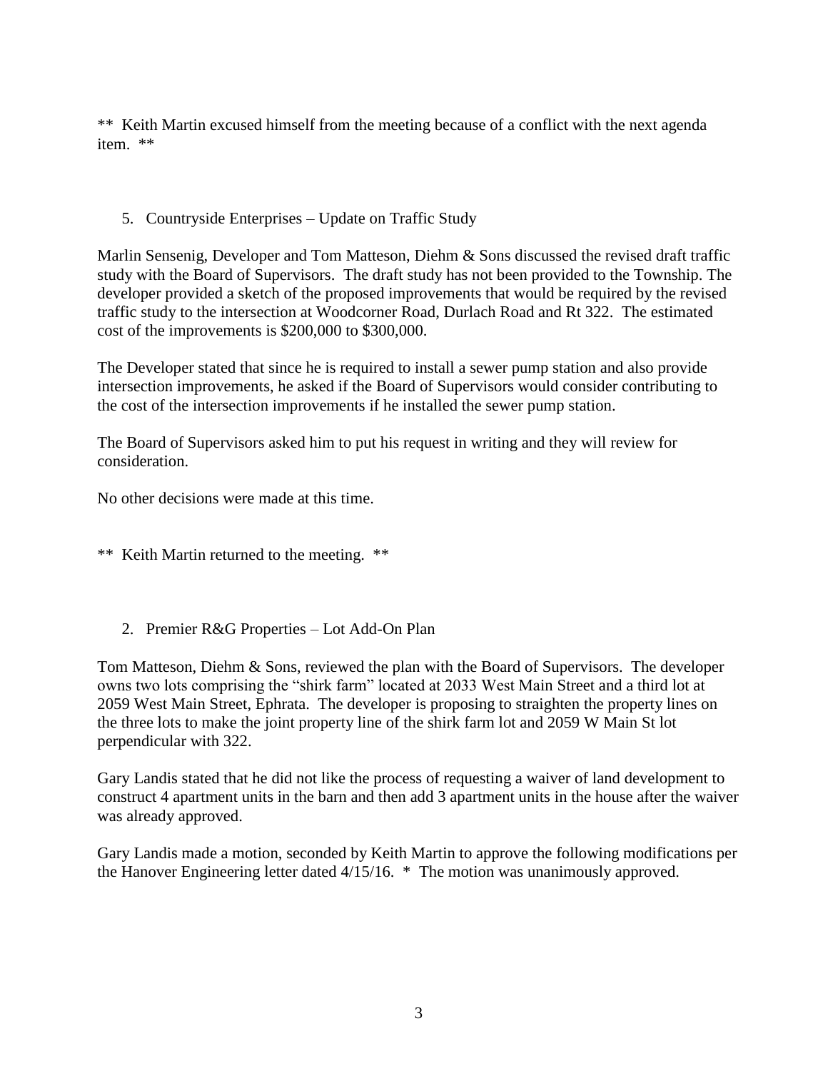** Keith Martin excused himself from the meeting because of a conflict with the next agenda item. **

5. Countryside Enterprises – Update on Traffic Study

Marlin Sensenig, Developer and Tom Matteson, Diehm & Sons discussed the revised draft traffic study with the Board of Supervisors. The draft study has not been provided to the Township. The developer provided a sketch of the proposed improvements that would be required by the revised traffic study to the intersection at Woodcorner Road, Durlach Road and Rt 322. The estimated cost of the improvements is $200,000 to $300,000.

The Developer stated that since he is required to install a sewer pump station and also provide intersection improvements, he asked if the Board of Supervisors would consider contributing to the cost of the intersection improvements if he installed the sewer pump station.

The Board of Supervisors asked him to put his request in writing and they will review for consideration.

No other decisions were made at this time.

** Keith Martin returned to the meeting. **

2. Premier R&G Properties – Lot Add-On Plan

Tom Matteson, Diehm & Sons, reviewed the plan with the Board of Supervisors. The developer owns two lots comprising the "shirk farm" located at 2033 West Main Street and a third lot at 2059 West Main Street, Ephrata. The developer is proposing to straighten the property lines on the three lots to make the joint property line of the shirk farm lot and 2059 W Main St lot perpendicular with 322.

Gary Landis stated that he did not like the process of requesting a waiver of land development to construct 4 apartment units in the barn and then add 3 apartment units in the house after the waiver was already approved.

Gary Landis made a motion, seconded by Keith Martin to approve the following modifications per the Hanover Engineering letter dated 4/15/16. * The motion was unanimously approved.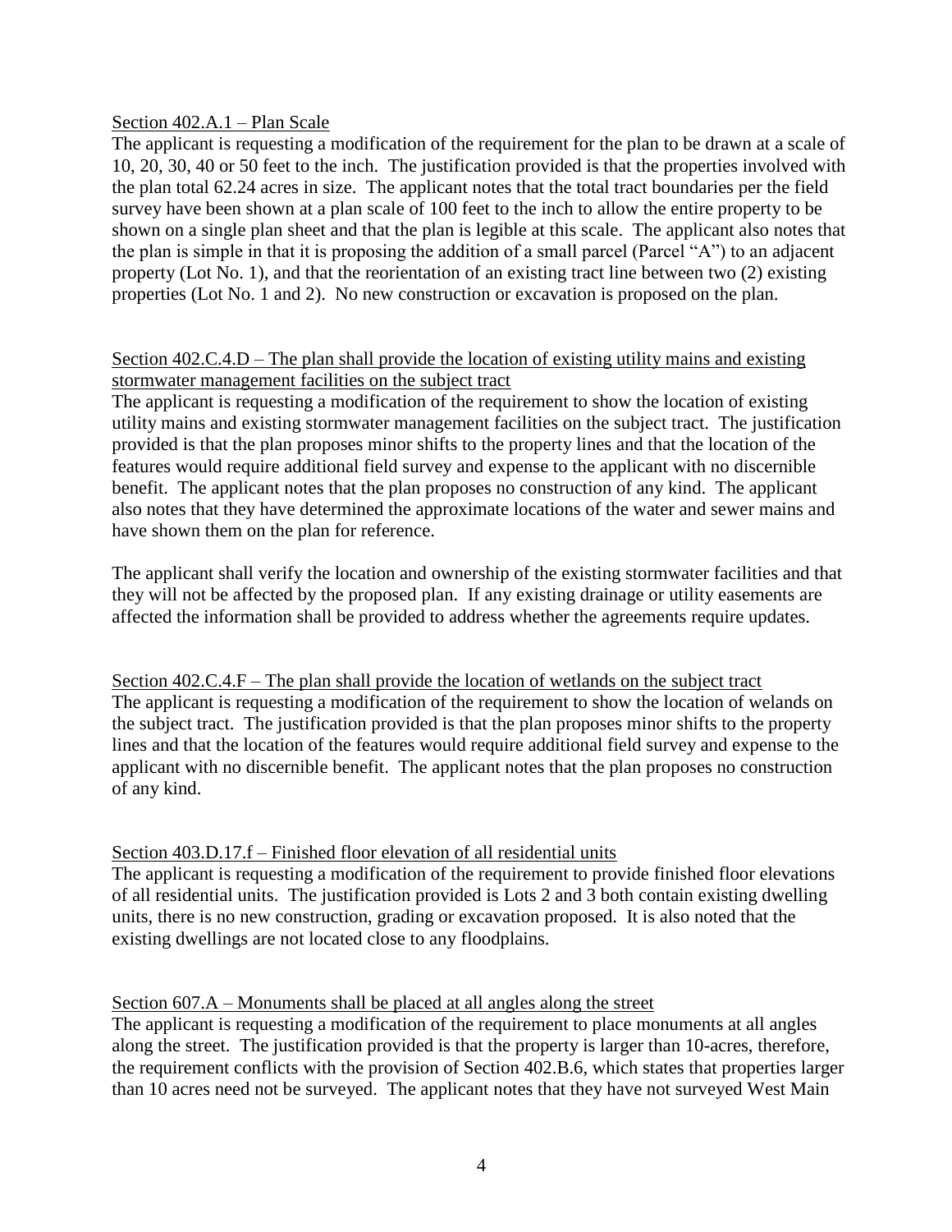<u>Section 402.A.1 – Plan Scale</u>

The applicant is requesting a modification of the requirement for the plan to be drawn at a scale of 10, 20, 30, 40 or 50 feet to the inch. The justification provided is that the properties involved with the plan total 62.24 acres in size. The applicant notes that the total tract boundaries per the field survey have been shown at a plan scale of 100 feet to the inch to allow the entire property to be shown on a single plan sheet and that the plan is legible at this scale. The applicant also notes that the plan is simple in that it is proposing the addition of a small parcel (Parcel "A") to an adjacent property (Lot No. 1), and that the reorientation of an existing tract line between two (2) existing properties (Lot No. 1 and 2). No new construction or excavation is proposed on the plan.

<u>Section 402.C.4.D – The plan shall provide the location of existing utility mains and existing stormwater management facilities on the subject tract</u>

The applicant is requesting a modification of the requirement to show the location of existing utility mains and existing stormwater management facilities on the subject tract. The justification provided is that the plan proposes minor shifts to the property lines and that the location of the features would require additional field survey and expense to the applicant with no discernible benefit. The applicant notes that the plan proposes no construction of any kind. The applicant also notes that they have determined the approximate locations of the water and sewer mains and have shown them on the plan for reference.

The applicant shall verify the location and ownership of the existing stormwater facilities and that they will not be affected by the proposed plan. If any existing drainage or utility easements are affected the information shall be provided to address whether the agreements require updates.

<u>Section 402.C.4.F – The plan shall provide the location of wetlands on the subject tract</u>

The applicant is requesting a modification of the requirement to show the location of welands on the subject tract. The justification provided is that the plan proposes minor shifts to the property lines and that the location of the features would require additional field survey and expense to the applicant with no discernible benefit. The applicant notes that the plan proposes no construction of any kind.

<u>Section 403.D.17.f – Finished floor elevation of all residential units</u>

The applicant is requesting a modification of the requirement to provide finished floor elevations of all residential units. The justification provided is Lots 2 and 3 both contain existing dwelling units, there is no new construction, grading or excavation proposed. It is also noted that the existing dwellings are not located close to any floodplains.

<u>Section 607.A – Monuments shall be placed at all angles along the street</u>

The applicant is requesting a modification of the requirement to place monuments at all angles along the street. The justification provided is that the property is larger than 10-acres, therefore, the requirement conflicts with the provision of Section 402.B.6, which states that properties larger than 10 acres need not be surveyed. The applicant notes that they have not surveyed West Main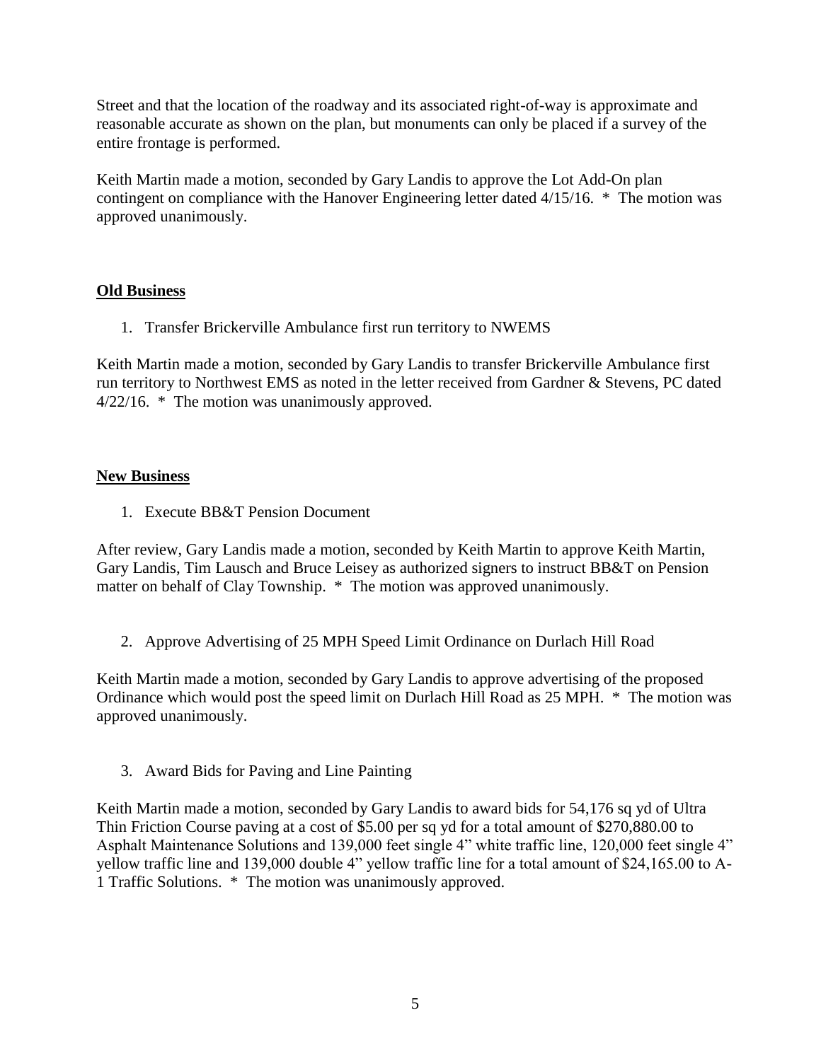Street and that the location of the roadway and its associated right-of-way is approximate and reasonable accurate as shown on the plan, but monuments can only be placed if a survey of the entire frontage is performed.

Keith Martin made a motion, seconded by Gary Landis to approve the Lot Add-On plan contingent on compliance with the Hanover Engineering letter dated 4/15/16. * The motion was approved unanimously.

**Old Business**

1. Transfer Brickerville Ambulance first run territory to NWEMS

Keith Martin made a motion, seconded by Gary Landis to transfer Brickerville Ambulance first run territory to Northwest EMS as noted in the letter received from Gardner & Stevens, PC dated 4/22/16. * The motion was unanimously approved.

**New Business**

1. Execute BB&T Pension Document

After review, Gary Landis made a motion, seconded by Keith Martin to approve Keith Martin, Gary Landis, Tim Lausch and Bruce Leisey as authorized signers to instruct BB&T on Pension matter on behalf of Clay Township. * The motion was approved unanimously.

2. Approve Advertising of 25 MPH Speed Limit Ordinance on Durlach Hill Road

Keith Martin made a motion, seconded by Gary Landis to approve advertising of the proposed Ordinance which would post the speed limit on Durlach Hill Road as 25 MPH. * The motion was approved unanimously.

3. Award Bids for Paving and Line Painting

Keith Martin made a motion, seconded by Gary Landis to award bids for 54,176 sq yd of Ultra Thin Friction Course paving at a cost of $5.00 per sq yd for a total amount of $270,880.00 to Asphalt Maintenance Solutions and 139,000 feet single 4" white traffic line, 120,000 feet single 4" yellow traffic line and 139,000 double 4" yellow traffic line for a total amount of $24,165.00 to A-1 Traffic Solutions. * The motion was unanimously approved.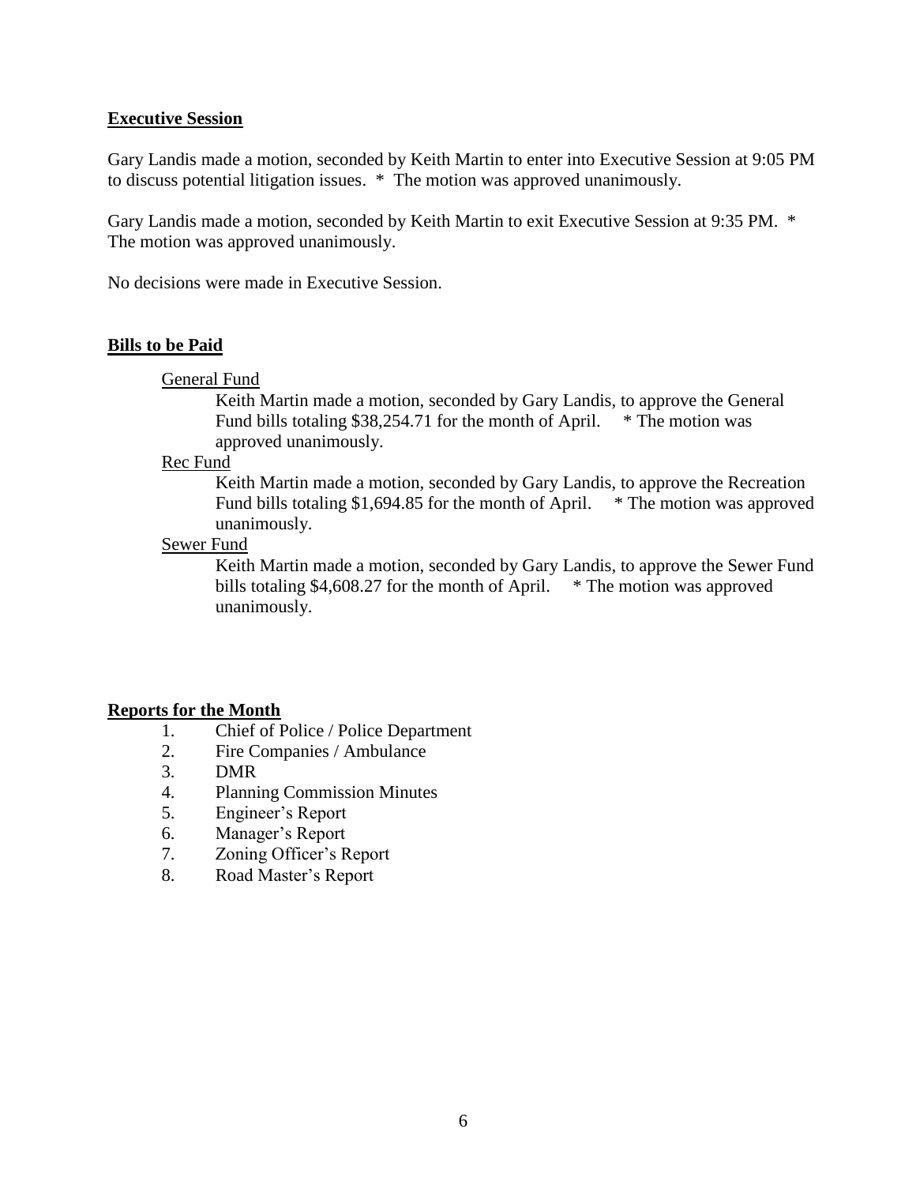## Executive Session

Gary Landis made a motion, seconded by Keith Martin to enter into Executive Session at 9:05 PM to discuss potential litigation issues. * The motion was approved unanimously.

Gary Landis made a motion, seconded by Keith Martin to exit Executive Session at 9:35 PM. * The motion was approved unanimously.

No decisions were made in Executive Session.

## Bills to be Paid

General Fund

Keith Martin made a motion, seconded by Gary Landis, to approve the General Fund bills totaling $38,254.71 for the month of April. * The motion was approved unanimously.

Rec Fund

Keith Martin made a motion, seconded by Gary Landis, to approve the Recreation Fund bills totaling $1,694.85 for the month of April. * The motion was approved unanimously.

Sewer Fund

Keith Martin made a motion, seconded by Gary Landis, to approve the Sewer Fund bills totaling $4,608.27 for the month of April. * The motion was approved unanimously.

## Reports for the Month

1. Chief of Police / Police Department
2. Fire Companies / Ambulance
3. DMR
4. Planning Commission Minutes
5. Engineer's Report
6. Manager's Report
7. Zoning Officer's Report
8. Road Master's Report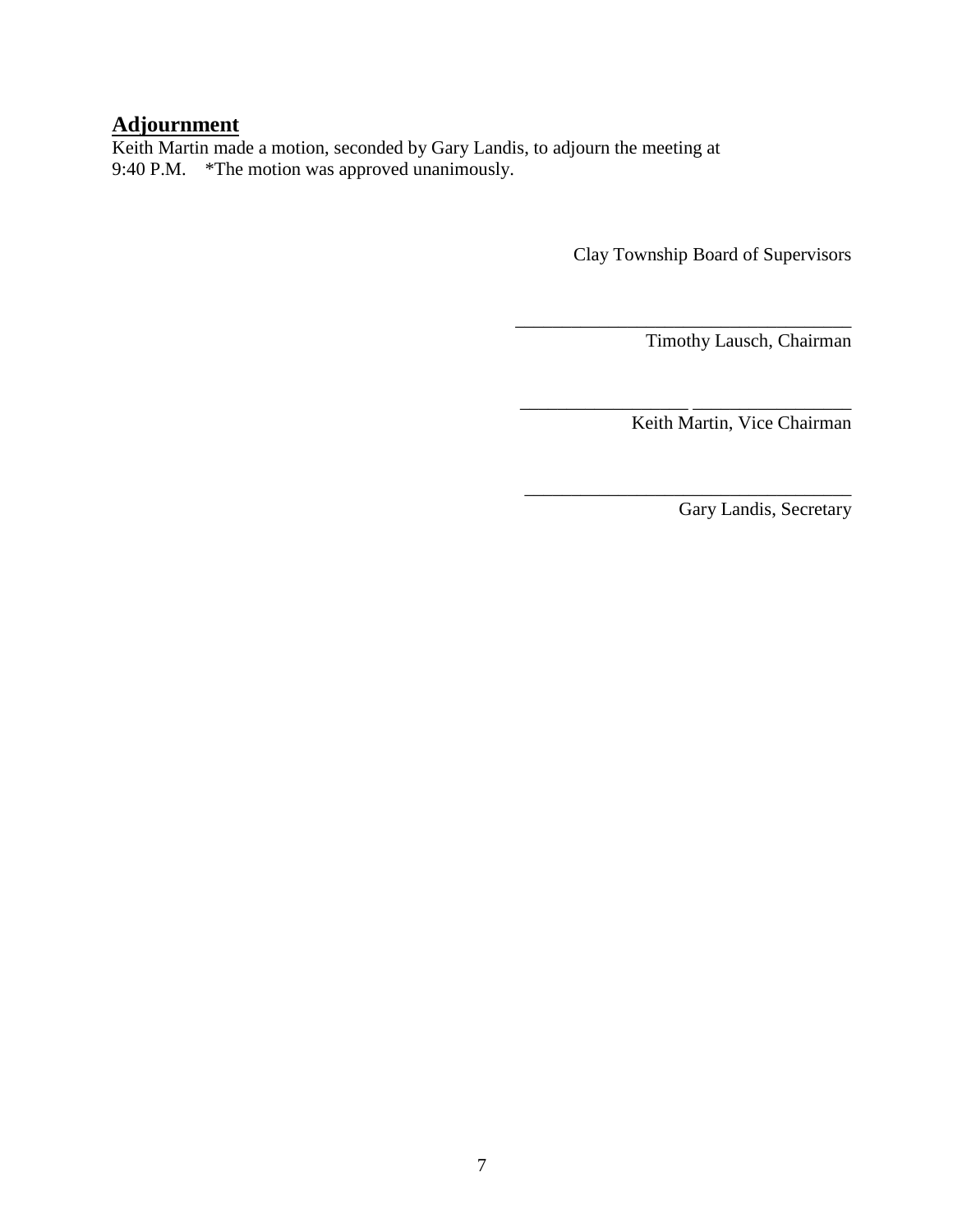## Adjournment

Keith Martin made a motion, seconded by Gary Landis, to adjourn the meeting at 9:40 P.M. *The motion was approved unanimously.

Clay Township Board of Supervisors

_____________________________________
Timothy Lausch, Chairman

__________________ ________________
Keith Martin, Vice Chairman

____________________________________
Gary Landis, Secretary